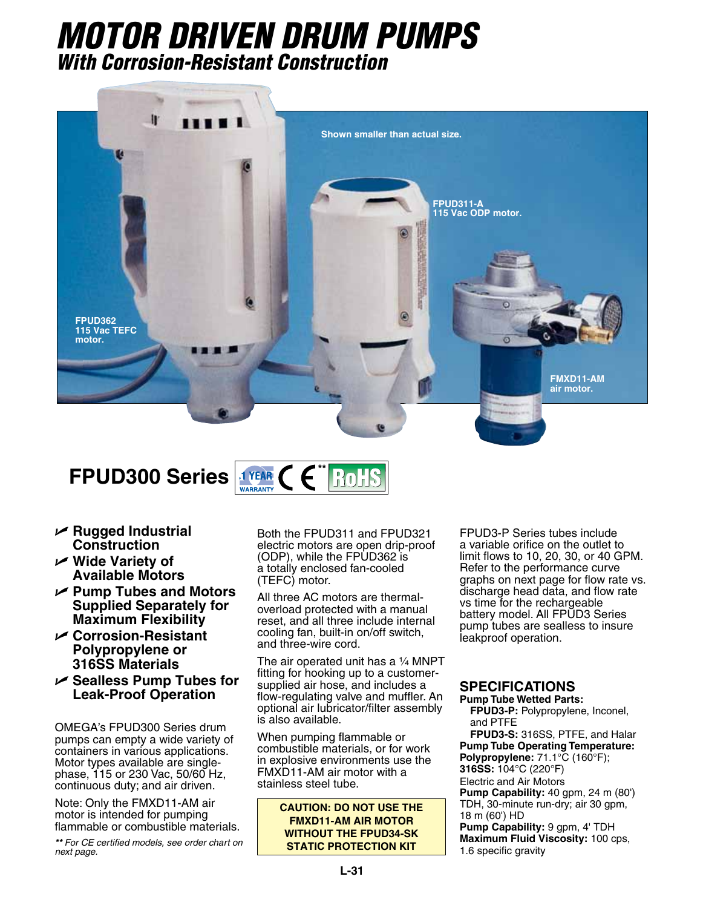# MOTOR DRIVEN DRUM PUMPS

## *With Corrosion-Resistant Construction*

Shown smaller than actual size.

FPUD311-A
115 Vac ODP motor.

FPUD362
115 Vac TEFC motor.

FMXD11-AM
air motor.

## FPUD300 Series

- **Rugged Industrial Construction**
- **Wide Variety of Available Motors**
- **Pump Tubes and Motors Supplied Separately for Maximum Flexibility**
- **Corrosion-Resistant Polypropylene or 316SS Materials**
- **Sealless Pump Tubes for Leak-Proof Operation**

OMEGA's FPUD300 Series drum pumps can empty a wide variety of containers in various applications. Motor types available are single-phase, 115 or 230 Vac, 50/60 Hz, continuous duty; and air driven.

Note: Only the FMXD11-AM air motor is intended for pumping flammable or combustible materials.

*** For CE certified models, see order chart on next page.*

Both the FPUD311 and FPUD321 electric motors are open drip-proof (ODP), while the FPUD362 is a totally enclosed fan-cooled (TEFC) motor.

All three AC motors are thermal-overload protected with a manual reset, and all three include internal cooling fan, built-in on/off switch, and three-wire cord.

The air operated unit has a ¼ MNPT fitting for hooking up to a customer-supplied air hose, and includes a flow-regulating valve and muffler. An optional air lubricator/filter assembly is also available.

When pumping flammable or combustible materials, or for work in explosive environments use the FMXD11-AM air motor with a stainless steel tube.

**CAUTION: DO NOT USE THE FMXD11-AM AIR MOTOR WITHOUT THE FPUD34-SK STATIC PROTECTION KIT**

FPUD3-P Series tubes include a variable orifice on the outlet to limit flows to 10, 20, 30, or 40 GPM. Refer to the performance curve graphs on next page for flow rate vs. discharge head data, and flow rate vs time for the rechargeable battery model. All FPUD3 Series pump tubes are sealless to insure leakproof operation.

## SPECIFICATIONS

**Pump Tube Wetted Parts:**
**FPUD3-P:** Polypropylene, Inconel, and PTFE
**FPUD3-S:** 316SS, PTFE, and Halar
**Pump Tube Operating Temperature:**
**Polypropylene:** 71.1°C (160°F);
**316SS:** 104°C (220°F)
Electric and Air Motors
**Pump Capability:** 40 gpm, 24 m (80') TDH, 30-minute run-dry; air 30 gpm, 18 m (60') HD
**Pump Capability:** 9 gpm, 4' TDH
**Maximum Fluid Viscosity:** 100 cps, 1.6 specific gravity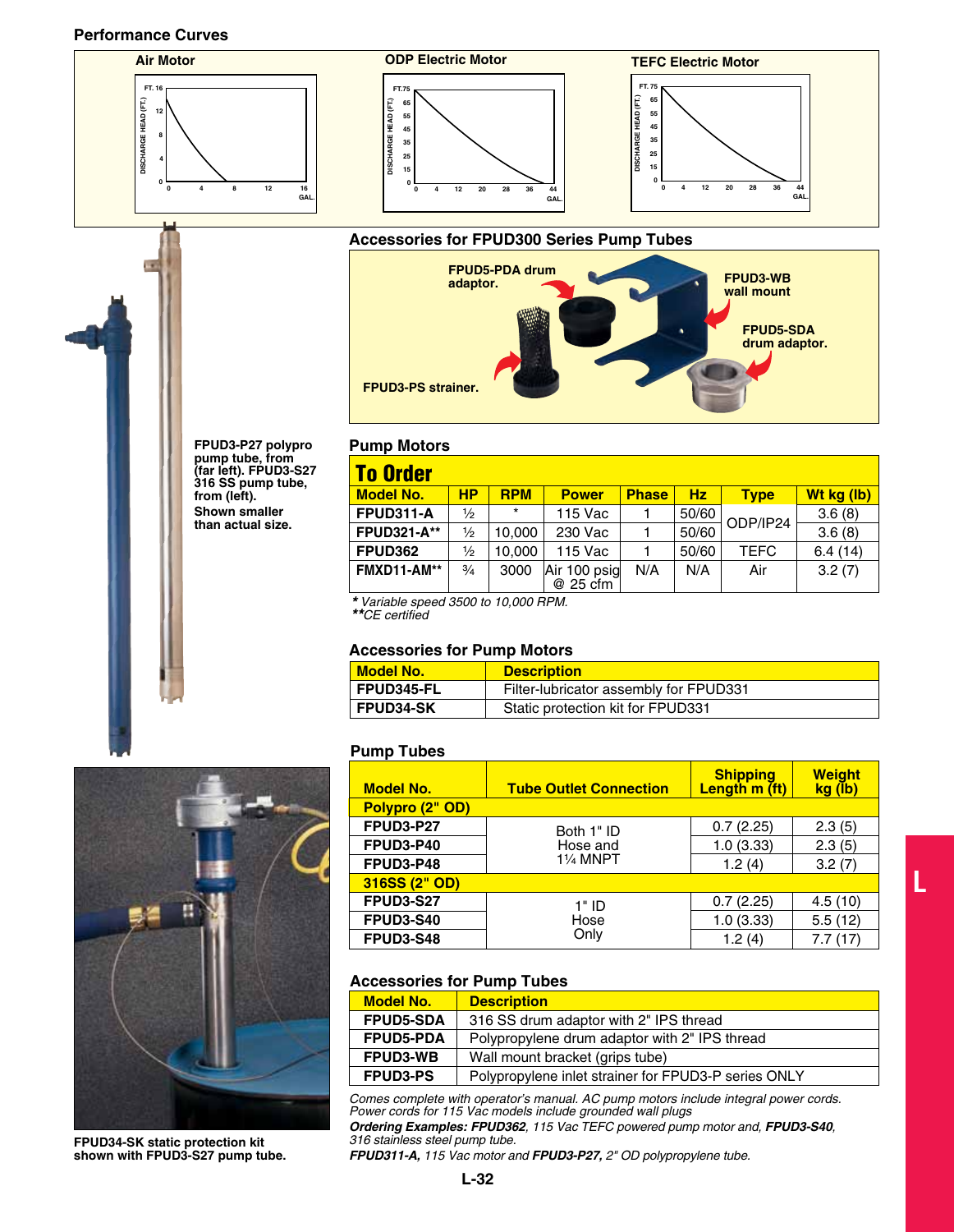## Performance Curves

**Air Motor**

FT. 16
12
8
4
0
DISCHARGE HEAD (FT.)
0 4 8 12 16
GAL.

**ODP Electric Motor**

FT.75
65
55
45
35
25
15
0
DISCHARGE HEAD (FT.)
0 4 12 20 28 36 44
GAL.

**TEFC Electric Motor**

FT. 75
65
55
45
35
25
15
0
DISCHARGE HEAD (FT.)
0 4 12 20 28 36 44
GAL.

**FPUD3-P27 polypro pump tube, from (far left). FPUD3-S27 316 SS pump tube, from (left).**
**Shown smaller than actual size.**

## Accessories for FPUD300 Series Pump Tubes

FPUD5-PDA drum adaptor.

FPUD3-WB wall mount

FPUD5-SDA drum adaptor.

FPUD3-PS strainer.

## Pump Motors

### To Order

| Model No. | HP | RPM | Power | Phase | Hz | Type | Wt kg (lb) |
|---|---|---|---|---|---|---|---|
| FPUD311-A | ½ | * | 115 Vac | 1 | 50/60 | ODP/IP24 | 3.6 (8) |
| FPUD321-A** | ½ | 10,000 | 230 Vac | 1 | 50/60 | | 3.6 (8) |
| FPUD362 | ½ | 10,000 | 115 Vac | 1 | 50/60 | TEFC | 6.4 (14) |
| FMXD11-AM** | ¾ | 3000 | Air 100 psig @ 25 cfm | N/A | N/A | Air | 3.2 (7) |

*\* Variable speed 3500 to 10,000 RPM.*
*\*\*CE certified*

## Accessories for Pump Motors

| Model No. | Description |
|---|---|
| FPUD345-FL | Filter-lubricator assembly for FPUD331 |
| FPUD34-SK | Static protection kit for FPUD331 |

## Pump Tubes

| Model No. | Tube Outlet Connection | Shipping Length m (ft) | Weight kg (lb) |
|---|---|---|---|
| **Polypro (2" OD)** | | | |
| FPUD3-P27 | Both 1" ID Hose and 1¼ MNPT | 0.7 (2.25) | 2.3 (5) |
| FPUD3-P40 | | 1.0 (3.33) | 2.3 (5) |
| FPUD3-P48 | | 1.2 (4) | 3.2 (7) |
| **316SS (2" OD)** | | | |
| FPUD3-S27 | 1" ID Hose Only | 0.7 (2.25) | 4.5 (10) |
| FPUD3-S40 | | 1.0 (3.33) | 5.5 (12) |
| FPUD3-S48 | | 1.2 (4) | 7.7 (17) |

## Accessories for Pump Tubes

| Model No. | Description |
|---|---|
| FPUD5-SDA | 316 SS drum adaptor with 2" IPS thread |
| FPUD5-PDA | Polypropylene drum adaptor with 2" IPS thread |
| FPUD3-WB | Wall mount bracket (grips tube) |
| FPUD3-PS | Polypropylene inlet strainer for FPUD3-P series ONLY |

*Comes complete with operator's manual. AC pump motors include integral power cords. Power cords for 115 Vac models include grounded wall plugs*
***Ordering Examples: FPUD362**, 115 Vac TEFC powered pump motor and, **FPUD3-S40**, 316 stainless steel pump tube.*
***FPUD311-A,** 115 Vac motor and **FPUD3-P27,** 2" OD polypropylene tube.*

**FPUD34-SK static protection kit shown with FPUD3-S27 pump tube.**